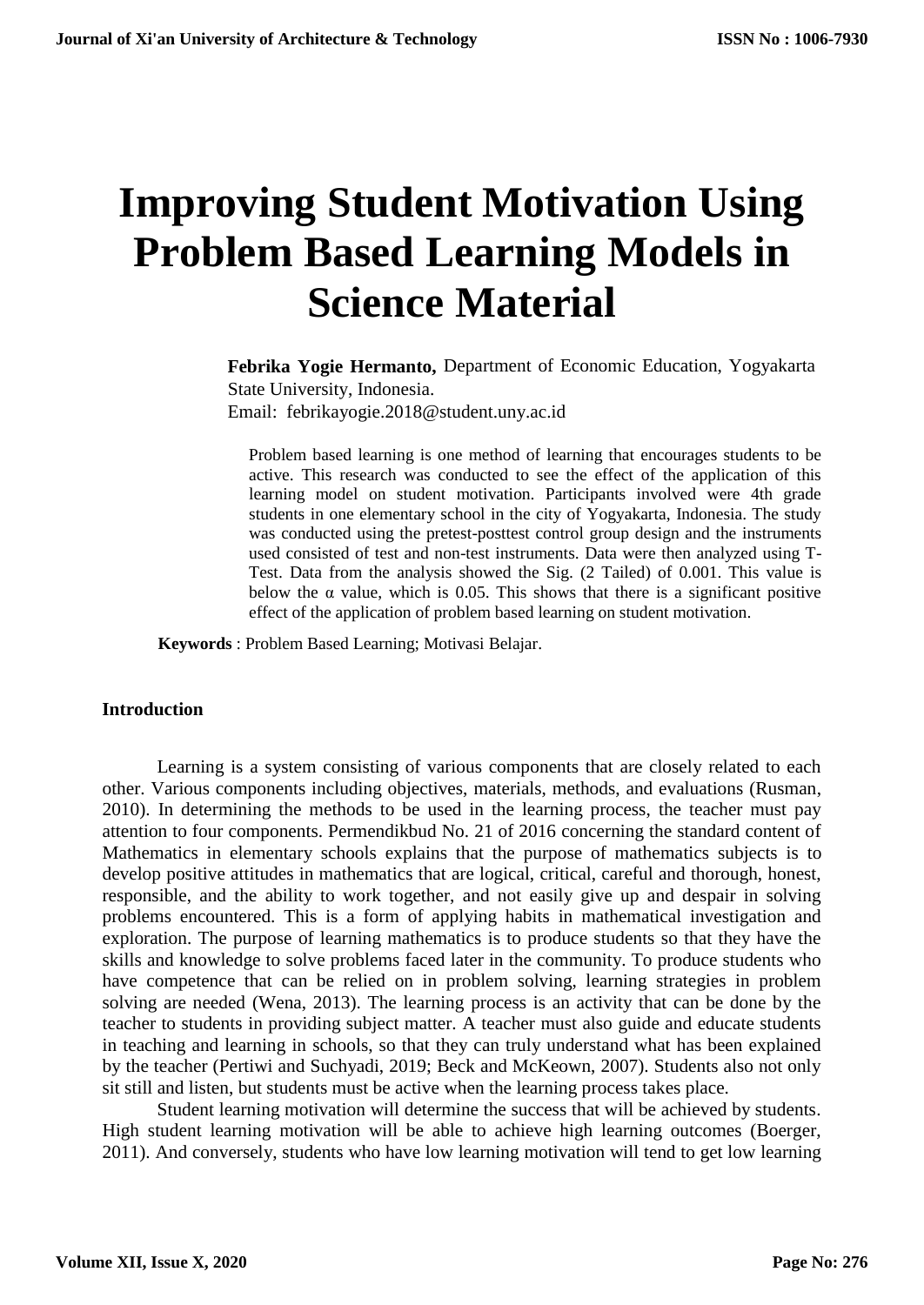# Improving Student Motivation Using Problem Based Learning Models in Science Material

**Febrika Yogie Hermanto,** Department of Economic Education, Yogyakarta State University, Indonesia.
Email: febrikayogie.2018@student.uny.ac.id

Problem based learning is one method of learning that encourages students to be active. This research was conducted to see the effect of the application of this learning model on student motivation. Participants involved were 4th grade students in one elementary school in the city of Yogyakarta, Indonesia. The study was conducted using the pretest-posttest control group design and the instruments used consisted of test and non-test instruments. Data were then analyzed using T-Test. Data from the analysis showed the Sig. (2 Tailed) of 0.001. This value is below the α value, which is 0.05. This shows that there is a significant positive effect of the application of problem based learning on student motivation.

**Keywords** : Problem Based Learning; Motivasi Belajar.

## Introduction

Learning is a system consisting of various components that are closely related to each other. Various components including objectives, materials, methods, and evaluations (Rusman, 2010). In determining the methods to be used in the learning process, the teacher must pay attention to four components. Permendikbud No. 21 of 2016 concerning the standard content of Mathematics in elementary schools explains that the purpose of mathematics subjects is to develop positive attitudes in mathematics that are logical, critical, careful and thorough, honest, responsible, and the ability to work together, and not easily give up and despair in solving problems encountered. This is a form of applying habits in mathematical investigation and exploration. The purpose of learning mathematics is to produce students so that they have the skills and knowledge to solve problems faced later in the community. To produce students who have competence that can be relied on in problem solving, learning strategies in problem solving are needed (Wena, 2013). The learning process is an activity that can be done by the teacher to students in providing subject matter. A teacher must also guide and educate students in teaching and learning in schools, so that they can truly understand what has been explained by the teacher (Pertiwi and Suchyadi, 2019; Beck and McKeown, 2007). Students also not only sit still and listen, but students must be active when the learning process takes place.

Student learning motivation will determine the success that will be achieved by students. High student learning motivation will be able to achieve high learning outcomes (Boerger, 2011). And conversely, students who have low learning motivation will tend to get low learning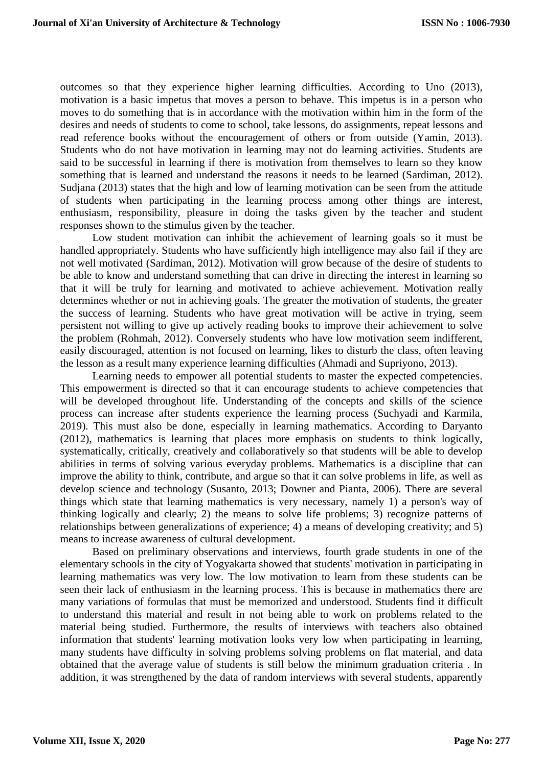outcomes so that they experience higher learning difficulties. According to Uno (2013), motivation is a basic impetus that moves a person to behave. This impetus is in a person who moves to do something that is in accordance with the motivation within him in the form of the desires and needs of students to come to school, take lessons, do assignments, repeat lessons and read reference books without the encouragement of others or from outside (Yamin, 2013). Students who do not have motivation in learning may not do learning activities. Students are said to be successful in learning if there is motivation from themselves to learn so they know something that is learned and understand the reasons it needs to be learned (Sardiman, 2012). Sudjana (2013) states that the high and low of learning motivation can be seen from the attitude of students when participating in the learning process among other things are interest, enthusiasm, responsibility, pleasure in doing the tasks given by the teacher and student responses shown to the stimulus given by the teacher.

Low student motivation can inhibit the achievement of learning goals so it must be handled appropriately. Students who have sufficiently high intelligence may also fail if they are not well motivated (Sardiman, 2012). Motivation will grow because of the desire of students to be able to know and understand something that can drive in directing the interest in learning so that it will be truly for learning and motivated to achieve achievement. Motivation really determines whether or not in achieving goals. The greater the motivation of students, the greater the success of learning. Students who have great motivation will be active in trying, seem persistent not willing to give up actively reading books to improve their achievement to solve the problem (Rohmah, 2012). Conversely students who have low motivation seem indifferent, easily discouraged, attention is not focused on learning, likes to disturb the class, often leaving the lesson as a result many experience learning difficulties (Ahmadi and Supriyono, 2013).

Learning needs to empower all potential students to master the expected competencies. This empowerment is directed so that it can encourage students to achieve competencies that will be developed throughout life. Understanding of the concepts and skills of the science process can increase after students experience the learning process (Suchyadi and Karmila, 2019). This must also be done, especially in learning mathematics. According to Daryanto (2012), mathematics is learning that places more emphasis on students to think logically, systematically, critically, creatively and collaboratively so that students will be able to develop abilities in terms of solving various everyday problems. Mathematics is a discipline that can improve the ability to think, contribute, and argue so that it can solve problems in life, as well as develop science and technology (Susanto, 2013; Downer and Pianta, 2006). There are several things which state that learning mathematics is very necessary, namely 1) a person's way of thinking logically and clearly; 2) the means to solve life problems; 3) recognize patterns of relationships between generalizations of experience; 4) a means of developing creativity; and 5) means to increase awareness of cultural development.

Based on preliminary observations and interviews, fourth grade students in one of the elementary schools in the city of Yogyakarta showed that students' motivation in participating in learning mathematics was very low. The low motivation to learn from these students can be seen their lack of enthusiasm in the learning process. This is because in mathematics there are many variations of formulas that must be memorized and understood. Students find it difficult to understand this material and result in not being able to work on problems related to the material being studied. Furthermore, the results of interviews with teachers also obtained information that students' learning motivation looks very low when participating in learning, many students have difficulty in solving problems solving problems on flat material, and data obtained that the average value of students is still below the minimum graduation criteria . In addition, it was strengthened by the data of random interviews with several students, apparently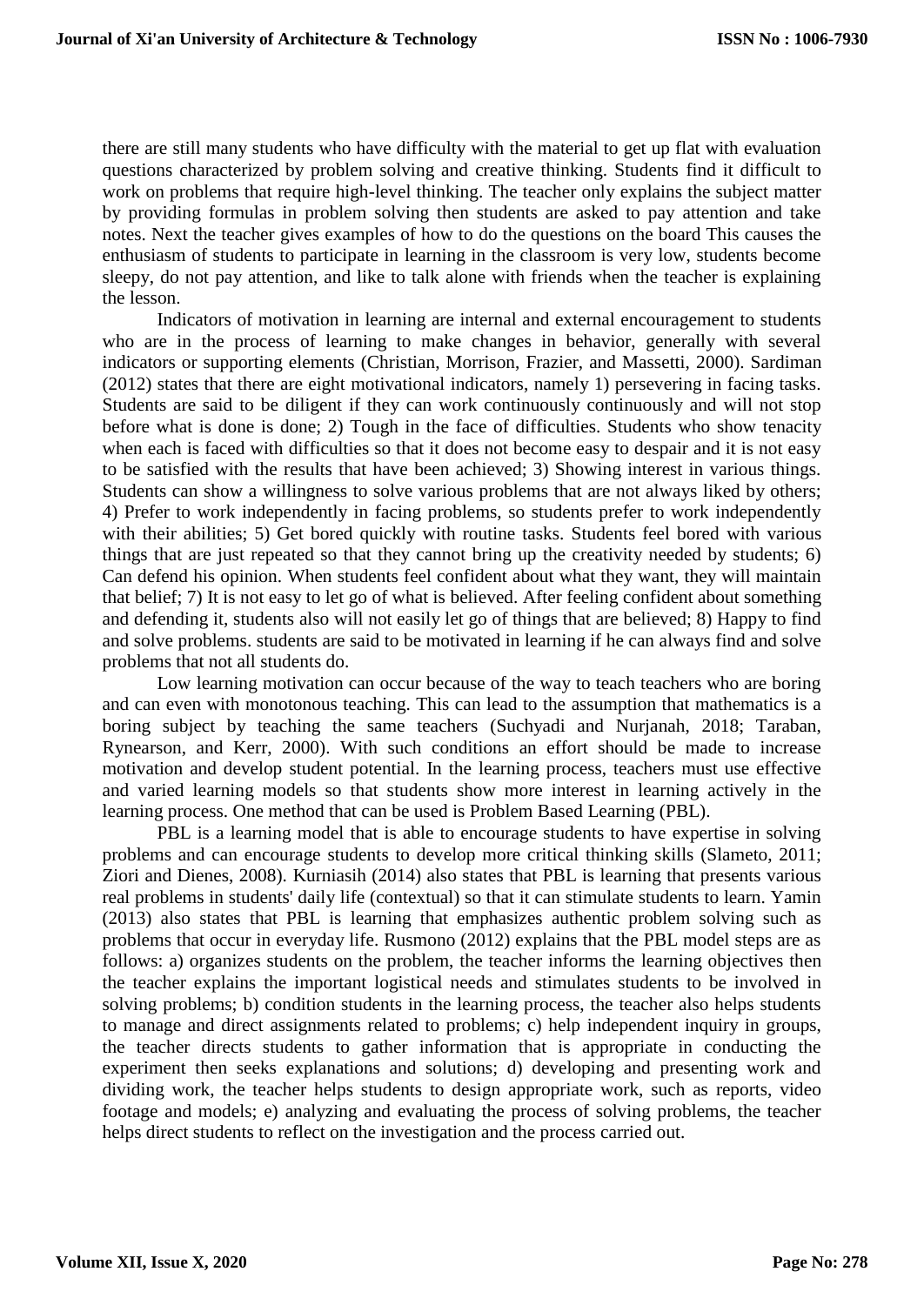there are still many students who have difficulty with the material to get up flat with evaluation questions characterized by problem solving and creative thinking. Students find it difficult to work on problems that require high-level thinking. The teacher only explains the subject matter by providing formulas in problem solving then students are asked to pay attention and take notes. Next the teacher gives examples of how to do the questions on the board This causes the enthusiasm of students to participate in learning in the classroom is very low, students become sleepy, do not pay attention, and like to talk alone with friends when the teacher is explaining the lesson.

Indicators of motivation in learning are internal and external encouragement to students who are in the process of learning to make changes in behavior, generally with several indicators or supporting elements (Christian, Morrison, Frazier, and Massetti, 2000). Sardiman (2012) states that there are eight motivational indicators, namely 1) persevering in facing tasks. Students are said to be diligent if they can work continuously continuously and will not stop before what is done is done; 2) Tough in the face of difficulties. Students who show tenacity when each is faced with difficulties so that it does not become easy to despair and it is not easy to be satisfied with the results that have been achieved; 3) Showing interest in various things. Students can show a willingness to solve various problems that are not always liked by others; 4) Prefer to work independently in facing problems, so students prefer to work independently with their abilities; 5) Get bored quickly with routine tasks. Students feel bored with various things that are just repeated so that they cannot bring up the creativity needed by students; 6) Can defend his opinion. When students feel confident about what they want, they will maintain that belief; 7) It is not easy to let go of what is believed. After feeling confident about something and defending it, students also will not easily let go of things that are believed; 8) Happy to find and solve problems. students are said to be motivated in learning if he can always find and solve problems that not all students do.

Low learning motivation can occur because of the way to teach teachers who are boring and can even with monotonous teaching. This can lead to the assumption that mathematics is a boring subject by teaching the same teachers (Suchyadi and Nurjanah, 2018; Taraban, Rynearson, and Kerr, 2000). With such conditions an effort should be made to increase motivation and develop student potential. In the learning process, teachers must use effective and varied learning models so that students show more interest in learning actively in the learning process. One method that can be used is Problem Based Learning (PBL).

PBL is a learning model that is able to encourage students to have expertise in solving problems and can encourage students to develop more critical thinking skills (Slameto, 2011; Ziori and Dienes, 2008). Kurniasih (2014) also states that PBL is learning that presents various real problems in students' daily life (contextual) so that it can stimulate students to learn. Yamin (2013) also states that PBL is learning that emphasizes authentic problem solving such as problems that occur in everyday life. Rusmono (2012) explains that the PBL model steps are as follows: a) organizes students on the problem, the teacher informs the learning objectives then the teacher explains the important logistical needs and stimulates students to be involved in solving problems; b) condition students in the learning process, the teacher also helps students to manage and direct assignments related to problems; c) help independent inquiry in groups, the teacher directs students to gather information that is appropriate in conducting the experiment then seeks explanations and solutions; d) developing and presenting work and dividing work, the teacher helps students to design appropriate work, such as reports, video footage and models; e) analyzing and evaluating the process of solving problems, the teacher helps direct students to reflect on the investigation and the process carried out.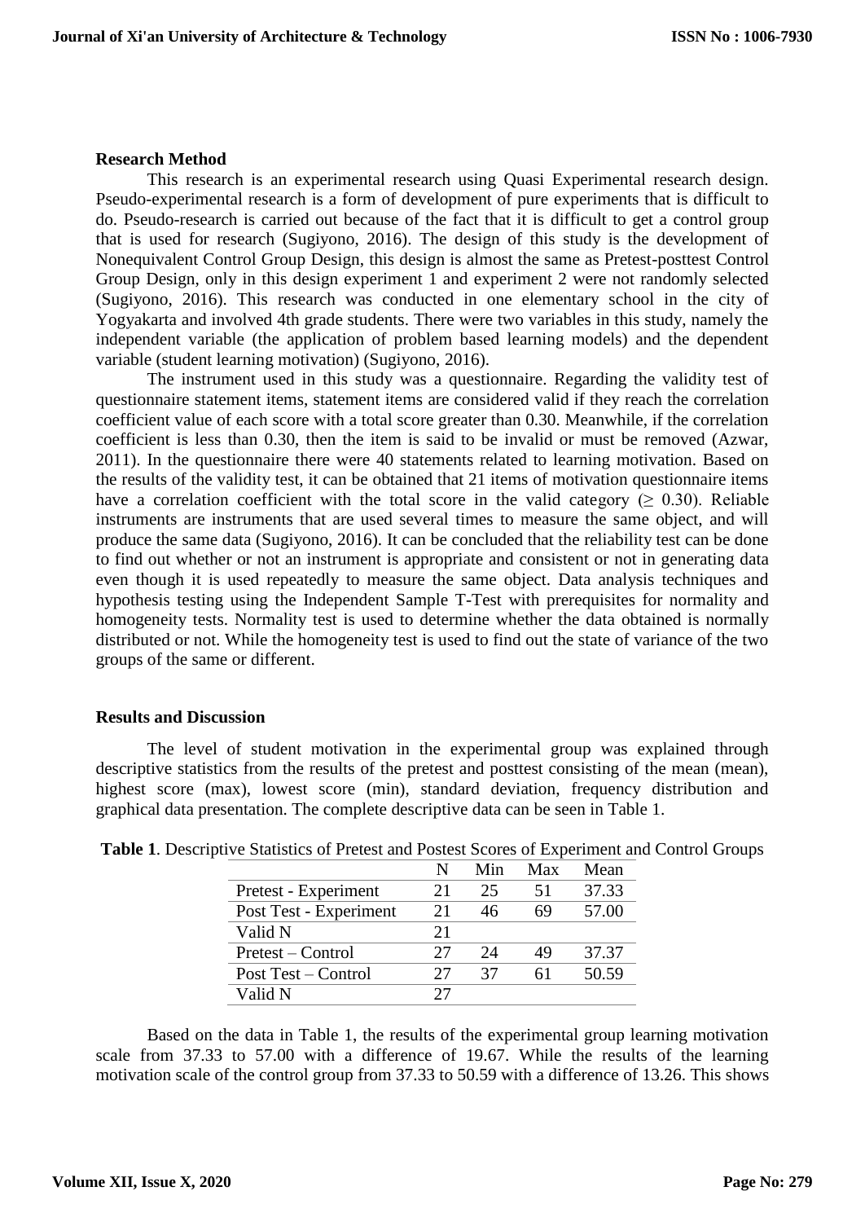**Research Method**

This research is an experimental research using Quasi Experimental research design. Pseudo-experimental research is a form of development of pure experiments that is difficult to do. Pseudo-research is carried out because of the fact that it is difficult to get a control group that is used for research (Sugiyono, 2016). The design of this study is the development of Nonequivalent Control Group Design, this design is almost the same as Pretest-posttest Control Group Design, only in this design experiment 1 and experiment 2 were not randomly selected (Sugiyono, 2016). This research was conducted in one elementary school in the city of Yogyakarta and involved 4th grade students. There were two variables in this study, namely the independent variable (the application of problem based learning models) and the dependent variable (student learning motivation) (Sugiyono, 2016).

The instrument used in this study was a questionnaire. Regarding the validity test of questionnaire statement items, statement items are considered valid if they reach the correlation coefficient value of each score with a total score greater than 0.30. Meanwhile, if the correlation coefficient is less than 0.30, then the item is said to be invalid or must be removed (Azwar, 2011). In the questionnaire there were 40 statements related to learning motivation. Based on the results of the validity test, it can be obtained that 21 items of motivation questionnaire items have a correlation coefficient with the total score in the valid category ($\geq$ 0.30). Reliable instruments are instruments that are used several times to measure the same object, and will produce the same data (Sugiyono, 2016). It can be concluded that the reliability test can be done to find out whether or not an instrument is appropriate and consistent or not in generating data even though it is used repeatedly to measure the same object. Data analysis techniques and hypothesis testing using the Independent Sample T-Test with prerequisites for normality and homogeneity tests. Normality test is used to determine whether the data obtained is normally distributed or not. While the homogeneity test is used to find out the state of variance of the two groups of the same or different.

**Results and Discussion**

The level of student motivation in the experimental group was explained through descriptive statistics from the results of the pretest and posttest consisting of the mean (mean), highest score (max), lowest score (min), standard deviation, frequency distribution and graphical data presentation. The complete descriptive data can be seen in Table 1.

**Table 1**. Descriptive Statistics of Pretest and Postest Scores of Experiment and Control Groups

| | N | Min | Max | Mean |
|---|---|---|---|---|
| Pretest - Experiment | 21 | 25 | 51 | 37.33 |
| Post Test - Experiment | 21 | 46 | 69 | 57.00 |
| Valid N | 21 | | | |
| Pretest – Control | 27 | 24 | 49 | 37.37 |
| Post Test – Control | 27 | 37 | 61 | 50.59 |
| Valid N | 27 | | | |

Based on the data in Table 1, the results of the experimental group learning motivation scale from 37.33 to 57.00 with a difference of 19.67. While the results of the learning motivation scale of the control group from 37.33 to 50.59 with a difference of 13.26. This shows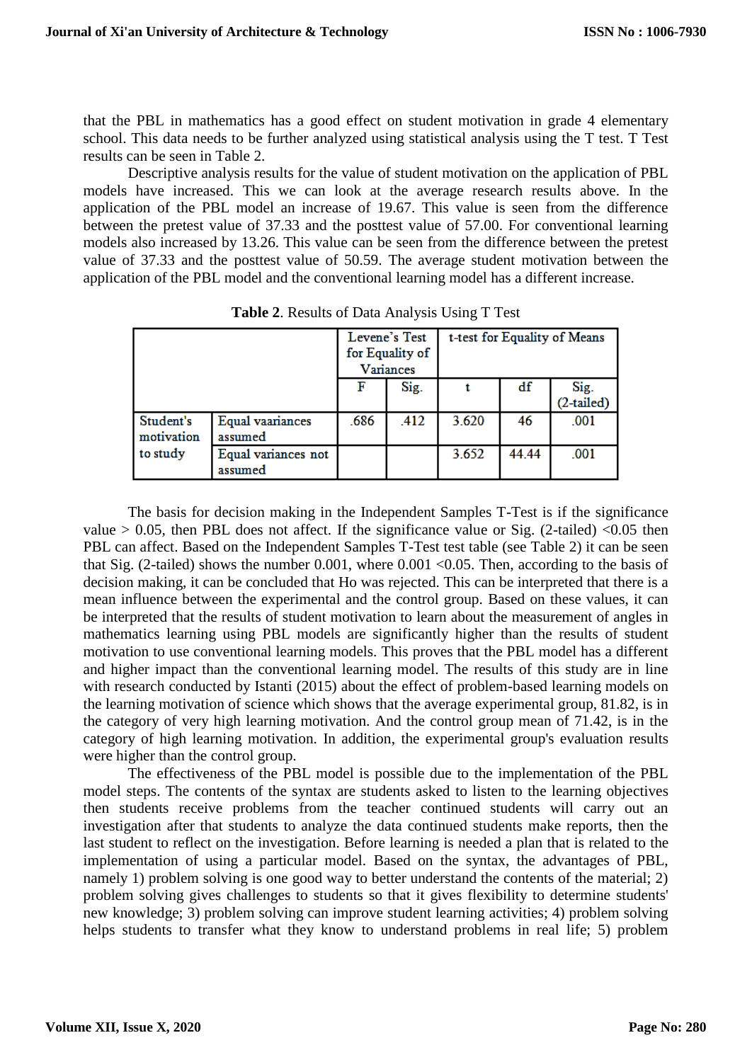that the PBL in mathematics has a good effect on student motivation in grade 4 elementary school. This data needs to be further analyzed using statistical analysis using the T test. T Test results can be seen in Table 2.

Descriptive analysis results for the value of student motivation on the application of PBL models have increased. This we can look at the average research results above. In the application of the PBL model an increase of 19.67. This value is seen from the difference between the pretest value of 37.33 and the posttest value of 57.00. For conventional learning models also increased by 13.26. This value can be seen from the difference between the pretest value of 37.33 and the posttest value of 50.59. The average student motivation between the application of the PBL model and the conventional learning model has a different increase.

**Table 2**. Results of Data Analysis Using T Test

| | | Levene's Test for Equality of Variances | | t-test for Equality of Means | | |
|---|---|---|---|---|---|---|
| | | F | Sig. | t | df | Sig. (2-tailed) |
| Student's motivation to study | Equal vaariances assumed | .686 | .412 | 3.620 | 46 | .001 |
| | Equal variances not assumed | | | 3.652 | 44.44 | .001 |

The basis for decision making in the Independent Samples T-Test is if the significance value > 0.05, then PBL does not affect. If the significance value or Sig. (2-tailed) <0.05 then PBL can affect. Based on the Independent Samples T-Test test table (see Table 2) it can be seen that Sig. (2-tailed) shows the number 0.001, where 0.001 <0.05. Then, according to the basis of decision making, it can be concluded that Ho was rejected. This can be interpreted that there is a mean influence between the experimental and the control group. Based on these values, it can be interpreted that the results of student motivation to learn about the measurement of angles in mathematics learning using PBL models are significantly higher than the results of student motivation to use conventional learning models. This proves that the PBL model has a different and higher impact than the conventional learning model. The results of this study are in line with research conducted by Istanti (2015) about the effect of problem-based learning models on the learning motivation of science which shows that the average experimental group, 81.82, is in the category of very high learning motivation. And the control group mean of 71.42, is in the category of high learning motivation. In addition, the experimental group's evaluation results were higher than the control group.

The effectiveness of the PBL model is possible due to the implementation of the PBL model steps. The contents of the syntax are students asked to listen to the learning objectives then students receive problems from the teacher continued students will carry out an investigation after that students to analyze the data continued students make reports, then the last student to reflect on the investigation. Before learning is needed a plan that is related to the implementation of using a particular model. Based on the syntax, the advantages of PBL, namely 1) problem solving is one good way to better understand the contents of the material; 2) problem solving gives challenges to students so that it gives flexibility to determine students' new knowledge; 3) problem solving can improve student learning activities; 4) problem solving helps students to transfer what they know to understand problems in real life; 5) problem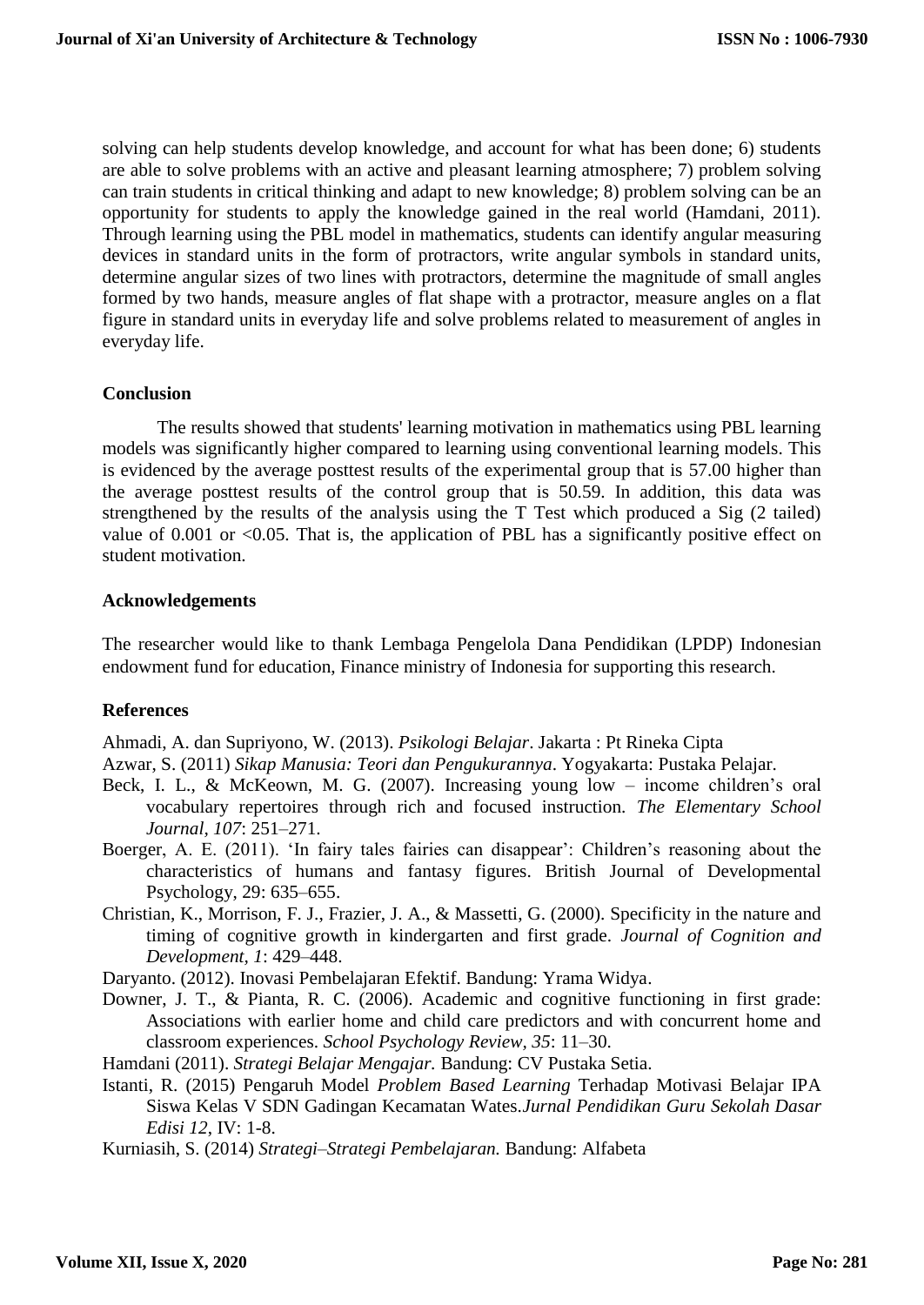solving can help students develop knowledge, and account for what has been done; 6) students are able to solve problems with an active and pleasant learning atmosphere; 7) problem solving can train students in critical thinking and adapt to new knowledge; 8) problem solving can be an opportunity for students to apply the knowledge gained in the real world (Hamdani, 2011). Through learning using the PBL model in mathematics, students can identify angular measuring devices in standard units in the form of protractors, write angular symbols in standard units, determine angular sizes of two lines with protractors, determine the magnitude of small angles formed by two hands, measure angles of flat shape with a protractor, measure angles on a flat figure in standard units in everyday life and solve problems related to measurement of angles in everyday life.

## Conclusion

The results showed that students' learning motivation in mathematics using PBL learning models was significantly higher compared to learning using conventional learning models. This is evidenced by the average posttest results of the experimental group that is 57.00 higher than the average posttest results of the control group that is 50.59. In addition, this data was strengthened by the results of the analysis using the T Test which produced a Sig (2 tailed) value of 0.001 or <0.05. That is, the application of PBL has a significantly positive effect on student motivation.

## Acknowledgements

The researcher would like to thank Lembaga Pengelola Dana Pendidikan (LPDP) Indonesian endowment fund for education, Finance ministry of Indonesia for supporting this research.

## References

Ahmadi, A. dan Supriyono, W. (2013). *Psikologi Belajar*. Jakarta : Pt Rineka Cipta

Azwar, S. (2011) *Sikap Manusia: Teori dan Pengukurannya*. Yogyakarta: Pustaka Pelajar.

Beck, I. L., & McKeown, M. G. (2007). Increasing young low – income children's oral vocabulary repertoires through rich and focused instruction. *The Elementary School Journal, 107*: 251–271.

Boerger, A. E. (2011). 'In fairy tales fairies can disappear': Children's reasoning about the characteristics of humans and fantasy figures. British Journal of Developmental Psychology, 29: 635–655.

Christian, K., Morrison, F. J., Frazier, J. A., & Massetti, G. (2000). Specificity in the nature and timing of cognitive growth in kindergarten and first grade. *Journal of Cognition and Development, 1*: 429–448.

Daryanto. (2012). Inovasi Pembelajaran Efektif. Bandung: Yrama Widya.

Downer, J. T., & Pianta, R. C. (2006). Academic and cognitive functioning in first grade: Associations with earlier home and child care predictors and with concurrent home and classroom experiences. *School Psychology Review, 35*: 11–30.

Hamdani (2011). *Strategi Belajar Mengajar.* Bandung: CV Pustaka Setia.

Istanti, R. (2015) Pengaruh Model *Problem Based Learning* Terhadap Motivasi Belajar IPA Siswa Kelas V SDN Gadingan Kecamatan Wates.*Jurnal Pendidikan Guru Sekolah Dasar Edisi 12*, IV: 1-8.

Kurniasih, S. (2014) *Strategi–Strategi Pembelajaran.* Bandung: Alfabeta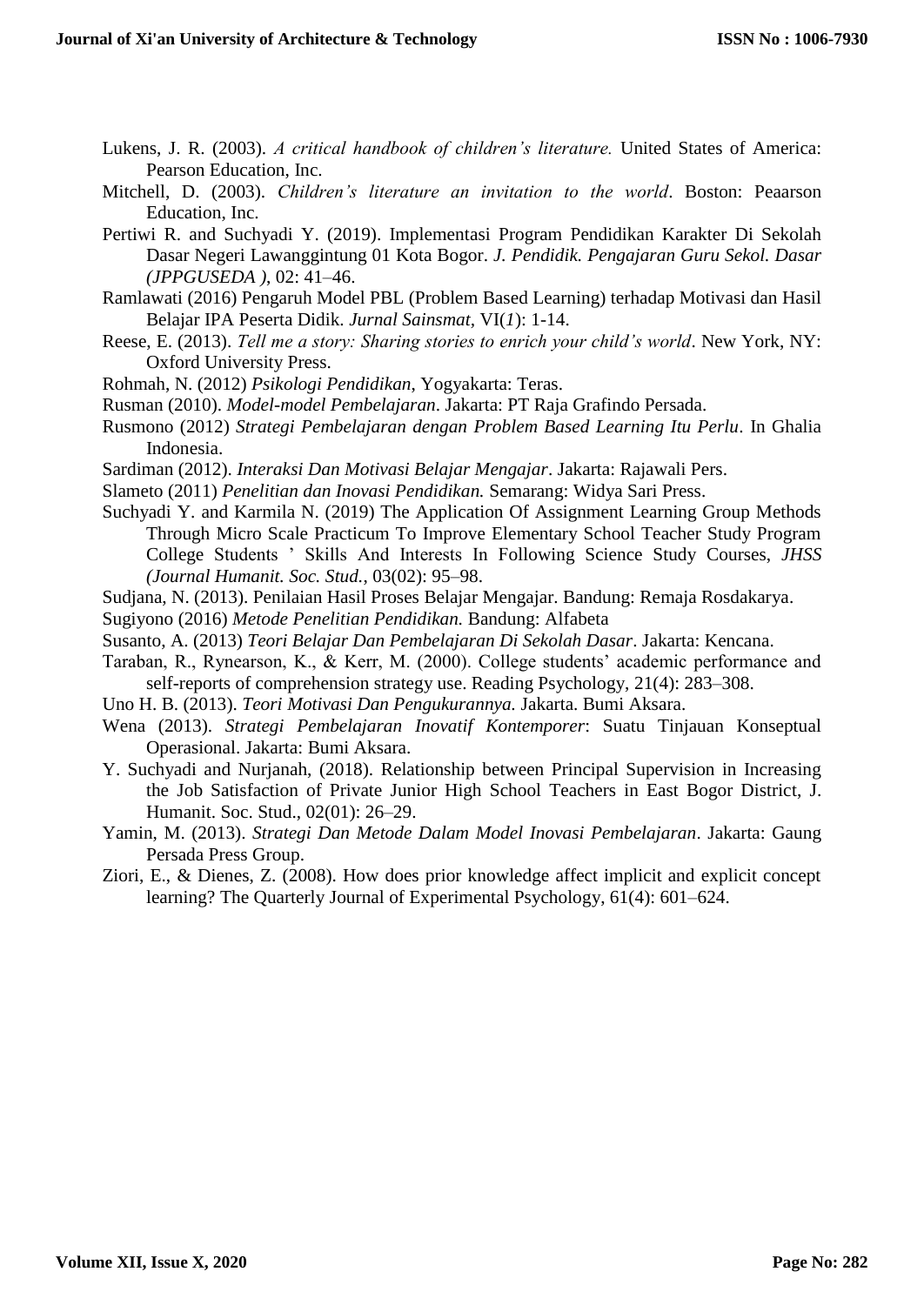Lukens, J. R. (2003). *A critical handbook of children's literature.* United States of America: Pearson Education, Inc.

Mitchell, D. (2003). *Children's literature an invitation to the world*. Boston: Peaarson Education, Inc.

Pertiwi R. and Suchyadi Y. (2019). Implementasi Program Pendidikan Karakter Di Sekolah Dasar Negeri Lawanggintung 01 Kota Bogor. *J. Pendidik. Pengajaran Guru Sekol. Dasar (JPPGUSEDA )*, 02: 41–46.

Ramlawati (2016) Pengaruh Model PBL (Problem Based Learning) terhadap Motivasi dan Hasil Belajar IPA Peserta Didik. *Jurnal Sainsmat*, VI(*1*): 1-14.

Reese, E. (2013). *Tell me a story: Sharing stories to enrich your child's world*. New York, NY: Oxford University Press.

Rohmah, N. (2012) *Psikologi Pendidikan*, Yogyakarta: Teras.

Rusman (2010). *Model-model Pembelajaran*. Jakarta: PT Raja Grafindo Persada.

Rusmono (2012) *Strategi Pembelajaran dengan Problem Based Learning Itu Perlu*. In Ghalia Indonesia.

Sardiman (2012). *Interaksi Dan Motivasi Belajar Mengajar*. Jakarta: Rajawali Pers.

Slameto (2011) *Penelitian dan Inovasi Pendidikan.* Semarang: Widya Sari Press.

Suchyadi Y. and Karmila N. (2019) The Application Of Assignment Learning Group Methods Through Micro Scale Practicum To Improve Elementary School Teacher Study Program College Students ' Skills And Interests In Following Science Study Courses, *JHSS (Journal Humanit. Soc. Stud.*, 03(02): 95–98.

Sudjana, N. (2013). Penilaian Hasil Proses Belajar Mengajar. Bandung: Remaja Rosdakarya.

Sugiyono (2016) *Metode Penelitian Pendidikan.* Bandung: Alfabeta

Susanto, A. (2013) *Teori Belajar Dan Pembelajaran Di Sekolah Dasar*. Jakarta: Kencana.

Taraban, R., Rynearson, K., & Kerr, M. (2000). College students' academic performance and self-reports of comprehension strategy use. Reading Psychology, 21(4): 283–308.

Uno H. B. (2013). *Teori Motivasi Dan Pengukurannya.* Jakarta. Bumi Aksara.

Wena (2013). *Strategi Pembelajaran Inovatif Kontemporer*: Suatu Tinjauan Konseptual Operasional. Jakarta: Bumi Aksara.

Y. Suchyadi and Nurjanah, (2018). Relationship between Principal Supervision in Increasing the Job Satisfaction of Private Junior High School Teachers in East Bogor District, J. Humanit. Soc. Stud., 02(01): 26–29.

Yamin, M. (2013). *Strategi Dan Metode Dalam Model Inovasi Pembelajaran*. Jakarta: Gaung Persada Press Group.

Ziori, E., & Dienes, Z. (2008). How does prior knowledge affect implicit and explicit concept learning? The Quarterly Journal of Experimental Psychology, 61(4): 601–624.